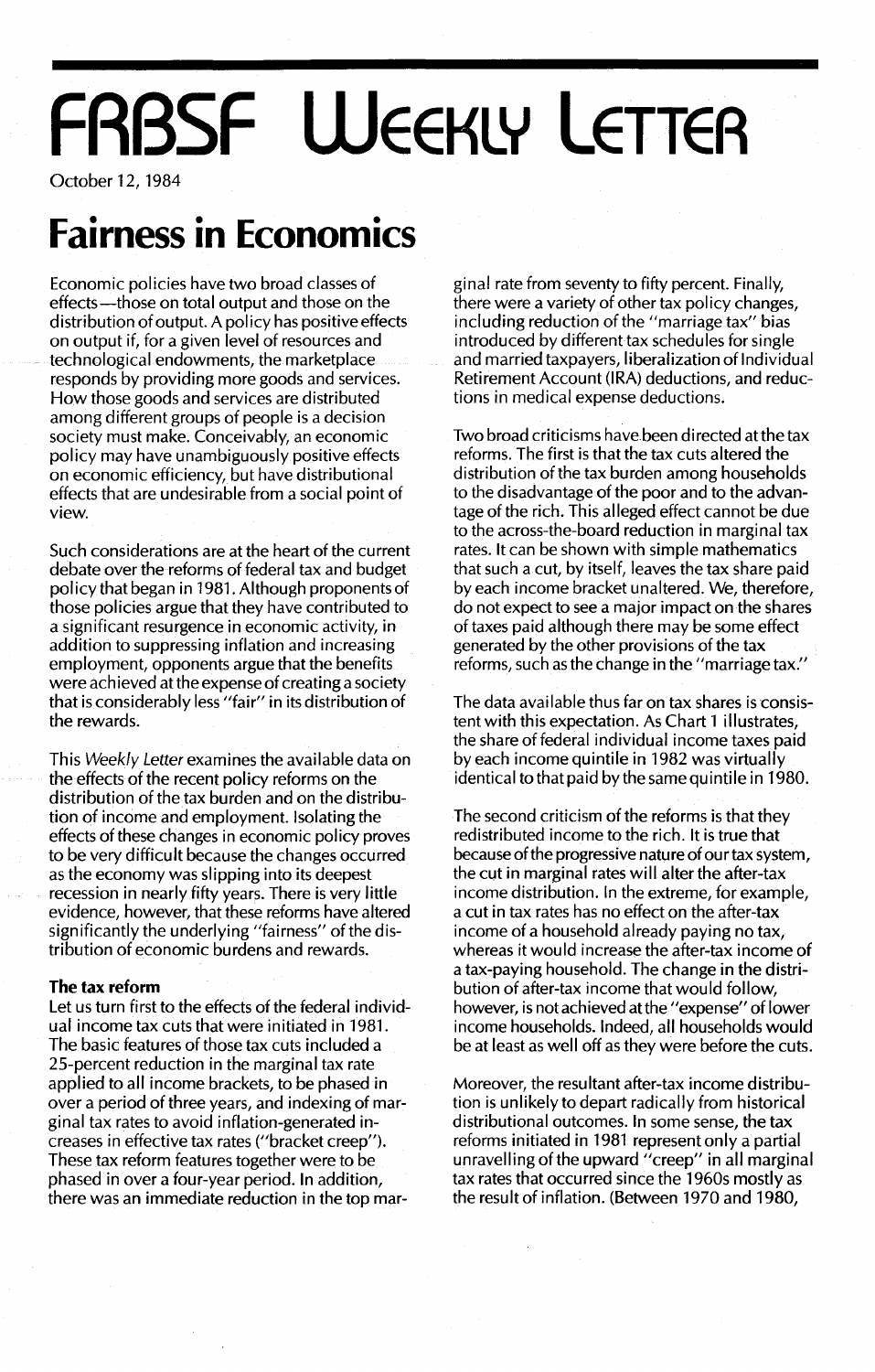# FRBSF Weekly Letter

October 12, 1984

# Fairness in Economics

Economic policies have two broad classes of effects—those on total output and those on the distribution of output. A policy has positive effects on output if, for a given level of resources and technological endowments, the marketplace responds by providing more goods and services. How those goods and services are distributed among different groups of people is a decision society must make. Conceivably, an economic policy may have unambiguously positive effects on economic efficiency, but have distributional effects that are undesirable from a social point of view.

Such considerations are at the heart of the current debate over the reforms of federal tax and budget policy that began in 1981. Although proponents of those policies argue that they have contributed to a significant resurgence in economic activity, in addition to suppressing inflation and increasing employment, opponents argue that the benefits were achieved at the expense of creating a society that is considerably less "fair" in its distribution of the rewards.

This *Weekly Letter* examines the available data on the effects of the recent policy reforms on the distribution of the tax burden and on the distribution of income and employment. Isolating the effects of these changes in economic policy proves to be very difficult because the changes occurred as the economy was slipping into its deepest recession in nearly fifty years. There is very little evidence, however, that these reforms have altered significantly the underlying "fairness" of the distribution of economic burdens and rewards.

### The tax reform

Let us turn first to the effects of the federal individual income tax cuts that were initiated in 1981. The basic features of those tax cuts included a 25-percent reduction in the marginal tax rate applied to all income brackets, to be phased in over a period of three years, and indexing of marginal tax rates to avoid inflation-generated increases in effective tax rates ("bracket creep"). These tax reform features together were to be phased in over a four-year period. In addition, there was an immediate reduction in the top marginal rate from seventy to fifty percent. Finally, there were a variety of other tax policy changes, including reduction of the "marriage tax" bias introduced by different tax schedules for single and married taxpayers, liberalization of Individual Retirement Account (IRA) deductions, and reductions in medical expense deductions.

Two broad criticisms have been directed at the tax reforms. The first is that the tax cuts altered the distribution of the tax burden among households to the disadvantage of the poor and to the advantage of the rich. This alleged effect cannot be due to the across-the-board reduction in marginal tax rates. It can be shown with simple mathematics that such a cut, by itself, leaves the tax share paid by each income bracket unaltered. We, therefore, do not expect to see a major impact on the shares of taxes paid although there may be some effect generated by the other provisions of the tax reforms, such as the change in the "marriage tax."

The data available thus far on tax shares is consistent with this expectation. As Chart 1 illustrates, the share of federal individual income taxes paid by each income quintile in 1982 was virtually identical to that paid by the same quintile in 1980.

The second criticism of the reforms is that they redistributed income to the rich. It is true that because of the progressive nature of our tax system, the cut in marginal rates will alter the after-tax income distribution. In the extreme, for example, a cut in tax rates has no effect on the after-tax income of a household already paying no tax, whereas it would increase the after-tax income of a tax-paying household. The change in the distribution of after-tax income that would follow, however, is not achieved at the "expense" of lower income households. Indeed, all households would be at least as well off as they were before the cuts.

Moreover, the resultant after-tax income distribution is unlikely to depart radically from historical distributional outcomes. In some sense, the tax reforms initiated in 1981 represent only a partial unravelling of the upward "creep" in all marginal tax rates that occurred since the 1960s mostly as the result of inflation. (Between 1970 and 1980,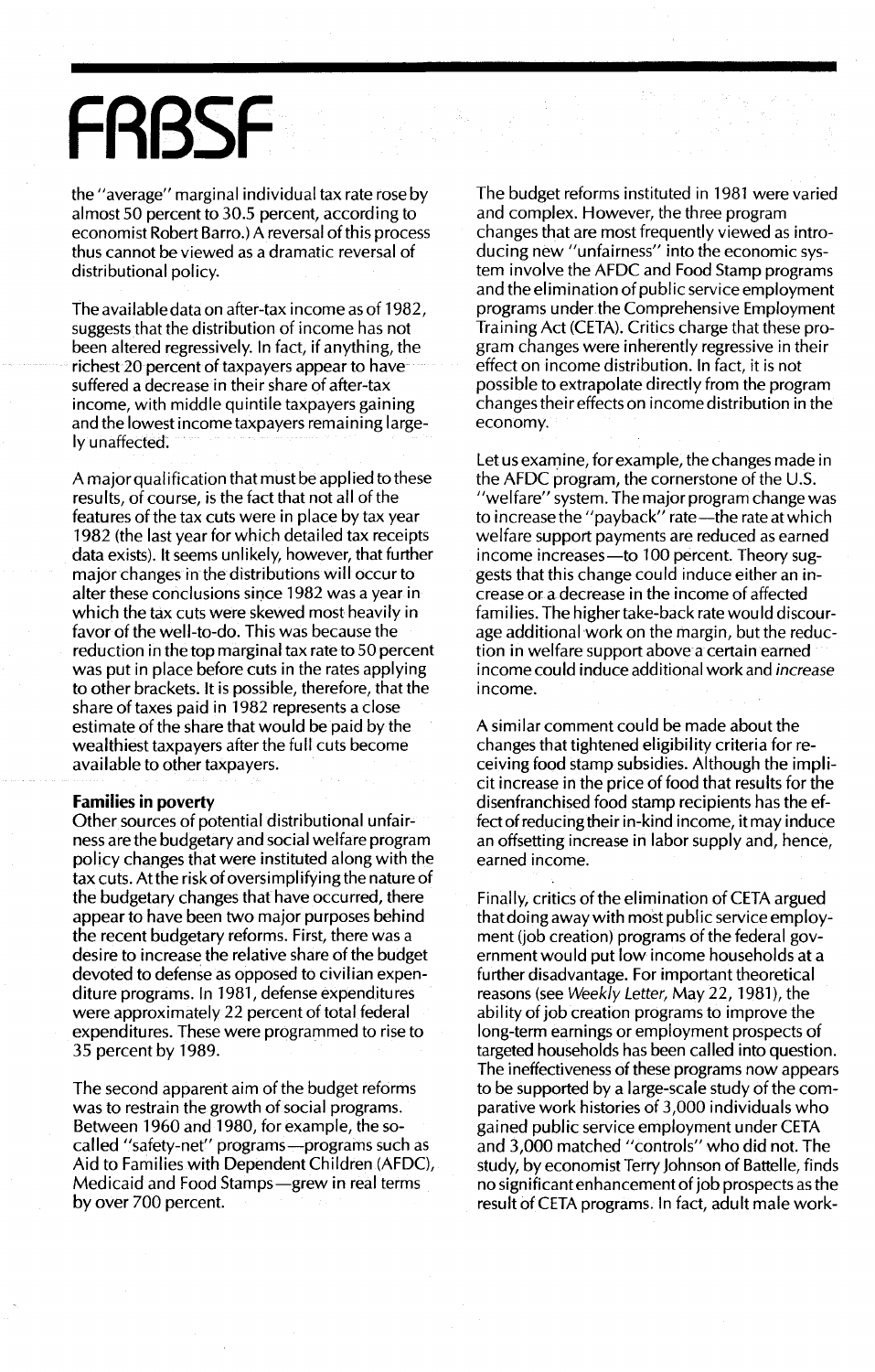the "average" marginal individual tax rate rose by almost 50 percent to 30.5 percent, according to economist Robert Barro.) A reversal of this process thus cannot be viewed as a dramatic reversal of distributional policy.

The available data on after-tax income as of 1982, suggests that the distribution of income has not been altered regressively. In fact, if anything, the richest 20 percent of taxpayers appear to have suffered a decrease in their share of after-tax income, with middle quintile taxpayers gaining and the lowest income taxpayers remaining largely unaffected.

A major qualification that must be applied to these results, of course, is the fact that not all of the features of the tax cuts were in place by tax year 1982 (the last year for which detailed tax receipts data exists). It seems unlikely, however, that further major changes in the distributions will occur to alter these conclusions since 1982 was a year in which the tax cuts were skewed most heavily in favor of the well-to-do. This was because the reduction in the top marginal tax rate to 50 percent was put in place before cuts in the rates applying to other brackets. It is possible, therefore, that the share of taxes paid in 1982 represents a close estimate of the share that would be paid by the wealthiest taxpayers after the full cuts become available to other taxpayers.

**Families in poverty**

Other sources of potential distributional unfairness are the budgetary and social welfare program policy changes that were instituted along with the tax cuts. At the risk of oversimplifying the nature of the budgetary changes that have occurred, there appear to have been two major purposes behind the recent budgetary reforms. First, there was a desire to increase the relative share of the budget devoted to defense as opposed to civilian expenditure programs. In 1981, defense expenditures were approximately 22 percent of total federal expenditures. These were programmed to rise to 35 percent by 1989.

The second apparent aim of the budget reforms was to restrain the growth of social programs. Between 1960 and 1980, for example, the so-called "safety-net" programs—programs such as Aid to Families with Dependent Children (AFDC), Medicaid and Food Stamps—grew in real terms by over 700 percent.

The budget reforms instituted in 1981 were varied and complex. However, the three program changes that are most frequently viewed as introducing new "unfairness" into the economic system involve the AFDC and Food Stamp programs and the elimination of public service employment programs under the Comprehensive Employment Training Act (CETA). Critics charge that these program changes were inherently regressive in their effect on income distribution. In fact, it is not possible to extrapolate directly from the program changes their effects on income distribution in the economy.

Let us examine, for example, the changes made in the AFDC program, the cornerstone of the U.S. "welfare" system. The major program change was to increase the "payback" rate—the rate at which welfare support payments are reduced as earned income increases—to 100 percent. Theory suggests that this change could induce either an increase or a decrease in the income of affected families. The higher take-back rate would discourage additional work on the margin, but the reduction in welfare support above a certain earned income could induce additional work and *increase* income.

A similar comment could be made about the changes that tightened eligibility criteria for receiving food stamp subsidies. Although the implicit increase in the price of food that results for the disenfranchised food stamp recipients has the effect of reducing their in-kind income, it may induce an offsetting increase in labor supply and, hence, earned income.

Finally, critics of the elimination of CETA argued that doing away with most public service employment (job creation) programs of the federal government would put low income households at a further disadvantage. For important theoretical reasons (see *Weekly Letter*, May 22, 1981), the ability of job creation programs to improve the long-term earnings or employment prospects of targeted households has been called into question. The ineffectiveness of these programs now appears to be supported by a large-scale study of the comparative work histories of 3,000 individuals who gained public service employment under CETA and 3,000 matched "controls" who did not. The study, by economist Terry Johnson of Battelle, finds no significant enhancement of job prospects as the result of CETA programs. In fact, adult male work-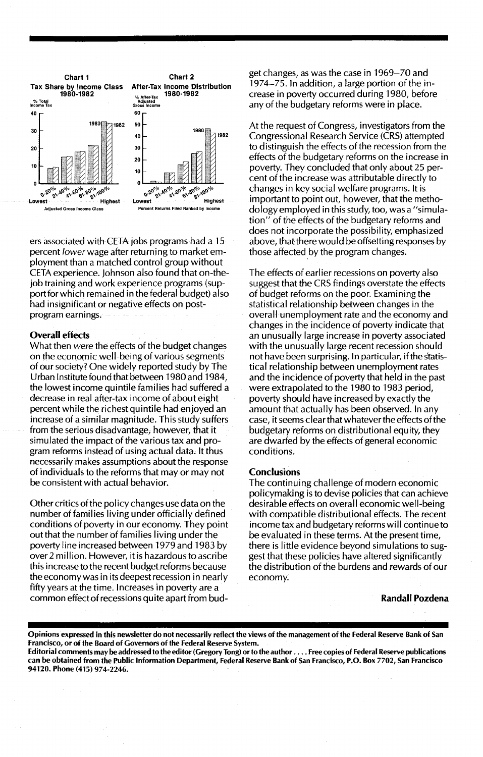**Chart 1**
**Tax Share by Income Class 1980-1982**

% Total Income Tax

Adjusted Gross Income Class

**Chart 2**
**After-Tax Income Distribution 1980-1982**

% After-Tax Adjusted Gross Income

Percent Returns Filed Ranked by Income

ers associated with CETA jobs programs had a 15 percent *lower* wage after returning to market employment than a matched control group without CETA experience. Johnson also found that on-the-job training and work experience programs (support for which remained in the federal budget) also had insignificant or negative effects on post-program earnings.

**Overall effects**

What then *were* the effects of the budget changes on the economic well-being of various segments of our society? One widely reported study by The Urban Institute found that between 1980 and 1984, the lowest income quintile families had suffered a decrease in real after-tax income of about eight percent while the richest quintile had enjoyed an increase of a similar magnitude. This study suffers from the serious disadvantage, however, that it simulated the impact of the various tax and program reforms instead of using actual data. It thus necessarily makes assumptions about the response of individuals to the reforms that may or may not be consistent with actual behavior.

Other critics of the policy changes use data on the number of families living under officially defined conditions of poverty in our economy. They point out that the number of families living under the poverty line increased between 1979 and 1983 by over 2 million. However, it is hazardous to ascribe this increase to the recent budget reforms because the economy was in its deepest recession in nearly fifty years at the time. Increases in poverty are a common effect of recessions quite apart from budget changes, as was the case in 1969–70 and 1974–75. In addition, a large portion of the increase in poverty occurred during 1980, before any of the budgetary reforms were in place.

At the request of Congress, investigators from the Congressional Research Service (CRS) attempted to distinguish the effects of the recession from the effects of the budgetary reforms on the increase in poverty. They concluded that only about 25 percent of the increase was attributable directly to changes in key social welfare programs. It is important to point out, however, that the methodology employed in this study, too, was a "simulation" of the effects of the budgetary reforms and does not incorporate the possibility, emphasized above, that there would be offsetting responses by those affected by the program changes.

The effects of earlier recessions on poverty also suggest that the CRS findings overstate the effects of budget reforms on the poor. Examining the statistical relationship between changes in the overall unemployment rate and the economy and changes in the incidence of poverty indicate that an unusually large increase in poverty associated with the unusually large recent recession should not have been surprising. In particular, if the statistical relationship between unemployment rates and the incidence of poverty that held in the past were extrapolated to the 1980 to 1983 period, poverty should have increased by exactly the amount that actually has been observed. In any case, it seems clear that whatever the effects of the budgetary reforms on distributional equity, they are dwarfed by the effects of general economic conditions.

**Conclusions**

The continuing challenge of modern economic policymaking is to devise policies that can achieve desirable effects on overall economic well-being with compatible distributional effects. The recent income tax and budgetary reforms will continue to be evaluated in these terms. At the present time, there is little evidence beyond simulations to suggest that these policies have altered significantly the distribution of the burdens and rewards of our economy.

**Randall Pozdena**

**Opinions expressed in this newsletter do not necessarily reflect the views of the management of the Federal Reserve Bank of San Francisco, or of the Board of Governors of the Federal Reserve System.**

**Editorial comments may be addressed to the editor (Gregory Tong) or to the author . . . . Free copies of Federal Reserve publications can be obtained from the Public Information Department, Federal Reserve Bank of San Francisco, P.O. Box 7702, San Francisco 94120. Phone (415) 974-2246.**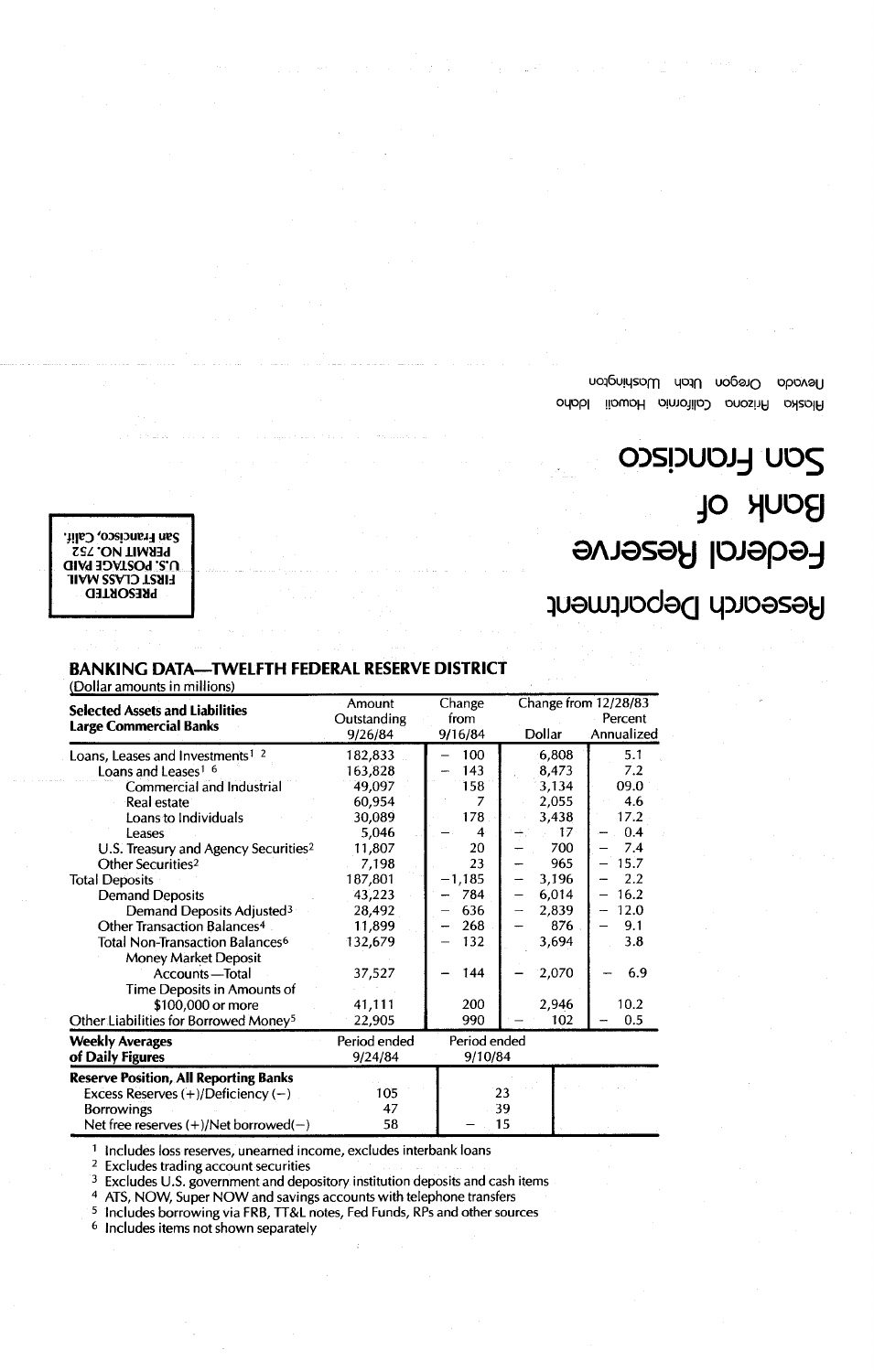Research Department
Federal Reserve
Bank of
San Francisco

Alaska Arizona California Hawaii Idaho
Nevada Oregon Utah Washington

PRESORTED
FIRST CLASS MAIL
U.S. POSTAGE PAID
PERMIT NO. 752
San Francisco, Calif.

## BANKING DATA—TWELFTH FEDERAL RESERVE DISTRICT

(Dollar amounts in millions)

| Selected Assets and Liabilities Large Commercial Banks | Amount Outstanding 9/26/84 | Change from 9/16/84 | Change from 12/28/83 Dollar | Percent Annualized |
|---|---|---|---|---|
| Loans, Leases and Investments[1] [2] | 182,833 | – 100 | 6,808 | 5.1 |
| Loans and Leases[1] [6] | 163,828 | – 143 | 8,473 | 7.2 |
| Commercial and Industrial | 49,097 | 158 | 3,134 | 09.0 |
| Real estate | 60,954 | 7 | 2,055 | 4.6 |
| Loans to Individuals | 30,089 | 178 | 3,438 | 17.2 |
| Leases | 5,046 | – 4 | – 17 | – 0.4 |
| U.S. Treasury and Agency Securities[2] | 11,807 | 20 | – 700 | – 7.4 |
| Other Securities[2] | 7,198 | 23 | – 965 | – 15.7 |
| Total Deposits | 187,801 | –1,185 | – 3,196 | – 2.2 |
| Demand Deposits | 43,223 | – 784 | – 6,014 | – 16.2 |
| Demand Deposits Adjusted[3] | 28,492 | – 636 | – 2,839 | – 12.0 |
| Other Transaction Balances[4] | 11,899 | – 268 | – 876 | – 9.1 |
| Total Non-Transaction Balances[6] | 132,679 | – 132 | 3,694 | 3.8 |
| Money Market Deposit Accounts—Total | 37,527 | – 144 | – 2,070 | – 6.9 |
| Time Deposits in Amounts of $100,000 or more | 41,111 | 200 | 2,946 | 10.2 |
| Other Liabilities for Borrowed Money[5] | 22,905 | 990 | – 102 | – 0.5 |
| **Weekly Averages of Daily Figures** | Period ended 9/24/84 | Period ended 9/10/84 | | |
| **Reserve Position, All Reporting Banks** | | | | |
| Excess Reserves (+)/Deficiency (–) | 105 | 23 | | |
| Borrowings | 47 | 39 | | |
| Net free reserves (+)/Net borrowed(–) | 58 | – 15 | | |

[1] Includes loss reserves, unearned income, excludes interbank loans
[2] Excludes trading account securities
[3] Excludes U.S. government and depository institution deposits and cash items
[4] ATS, NOW, Super NOW and savings accounts with telephone transfers
[5] Includes borrowing via FRB, TT&L notes, Fed Funds, RPs and other sources
[6] Includes items not shown separately